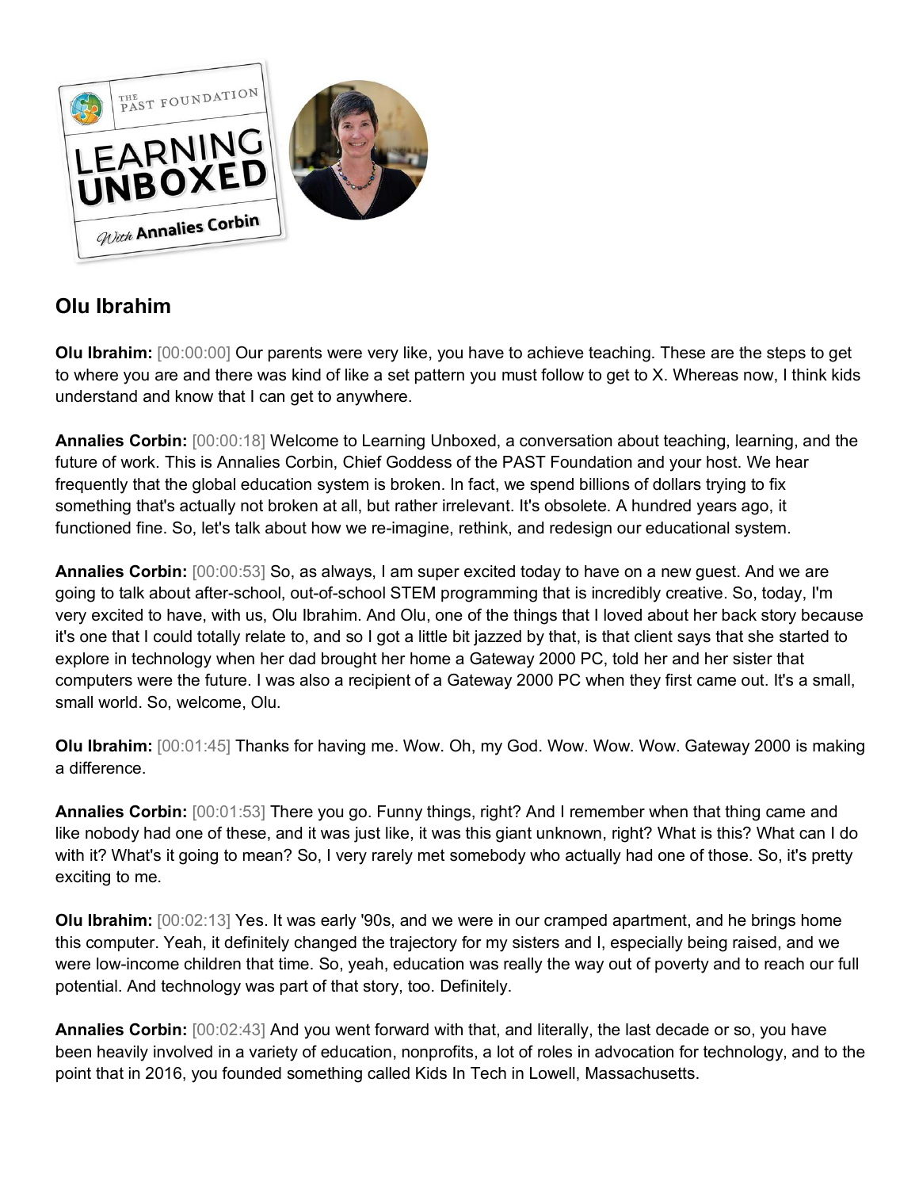## Olu Ibrahim

**Olu Ibrahim:** [00:00:00] Our parents were very like, you have to achieve teaching. These are the steps to get to where you are and there was kind of like a set pattern you must follow to get to X. Whereas now, I think kids understand and know that I can get to anywhere.

**Annalies Corbin:** [00:00:18] Welcome to Learning Unboxed, a conversation about teaching, learning, and the future of work. This is Annalies Corbin, Chief Goddess of the PAST Foundation and your host. We hear frequently that the global education system is broken. In fact, we spend billions of dollars trying to fix something that's actually not broken at all, but rather irrelevant. It's obsolete. A hundred years ago, it functioned fine. So, let's talk about how we re-imagine, rethink, and redesign our educational system.

**Annalies Corbin:** [00:00:53] So, as always, I am super excited today to have on a new guest. And we are going to talk about after-school, out-of-school STEM programming that is incredibly creative. So, today, I'm very excited to have, with us, Olu Ibrahim. And Olu, one of the things that I loved about her back story because it's one that I could totally relate to, and so I got a little bit jazzed by that, is that client says that she started to explore in technology when her dad brought her home a Gateway 2000 PC, told her and her sister that computers were the future. I was also a recipient of a Gateway 2000 PC when they first came out. It's a small, small world. So, welcome, Olu.

**Olu Ibrahim:** [00:01:45] Thanks for having me. Wow. Oh, my God. Wow. Wow. Wow. Gateway 2000 is making a difference.

**Annalies Corbin:** [00:01:53] There you go. Funny things, right? And I remember when that thing came and like nobody had one of these, and it was just like, it was this giant unknown, right? What is this? What can I do with it? What's it going to mean? So, I very rarely met somebody who actually had one of those. So, it's pretty exciting to me.

**Olu Ibrahim:** [00:02:13] Yes. It was early '90s, and we were in our cramped apartment, and he brings home this computer. Yeah, it definitely changed the trajectory for my sisters and I, especially being raised, and we were low-income children that time. So, yeah, education was really the way out of poverty and to reach our full potential. And technology was part of that story, too. Definitely.

**Annalies Corbin:** [00:02:43] And you went forward with that, and literally, the last decade or so, you have been heavily involved in a variety of education, nonprofits, a lot of roles in advocation for technology, and to the point that in 2016, you founded something called Kids In Tech in Lowell, Massachusetts.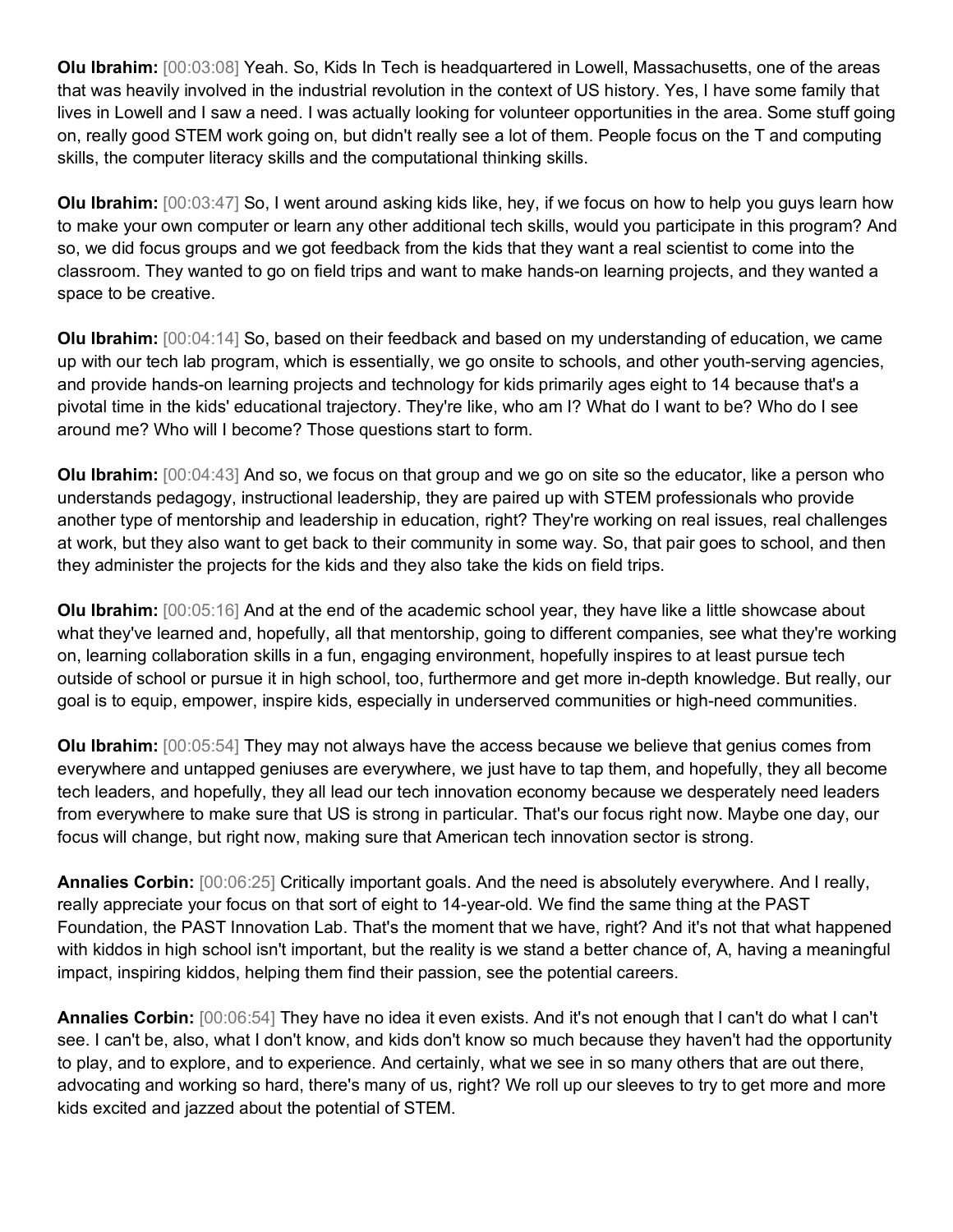**Olu Ibrahim:** [00:03:08] Yeah. So, Kids In Tech is headquartered in Lowell, Massachusetts, one of the areas that was heavily involved in the industrial revolution in the context of US history. Yes, I have some family that lives in Lowell and I saw a need. I was actually looking for volunteer opportunities in the area. Some stuff going on, really good STEM work going on, but didn't really see a lot of them. People focus on the T and computing skills, the computer literacy skills and the computational thinking skills.

**Olu Ibrahim:** [00:03:47] So, I went around asking kids like, hey, if we focus on how to help you guys learn how to make your own computer or learn any other additional tech skills, would you participate in this program? And so, we did focus groups and we got feedback from the kids that they want a real scientist to come into the classroom. They wanted to go on field trips and want to make hands-on learning projects, and they wanted a space to be creative.

**Olu Ibrahim:** [00:04:14] So, based on their feedback and based on my understanding of education, we came up with our tech lab program, which is essentially, we go onsite to schools, and other youth-serving agencies, and provide hands-on learning projects and technology for kids primarily ages eight to 14 because that's a pivotal time in the kids' educational trajectory. They're like, who am I? What do I want to be? Who do I see around me? Who will I become? Those questions start to form.

**Olu Ibrahim:** [00:04:43] And so, we focus on that group and we go on site so the educator, like a person who understands pedagogy, instructional leadership, they are paired up with STEM professionals who provide another type of mentorship and leadership in education, right? They're working on real issues, real challenges at work, but they also want to get back to their community in some way. So, that pair goes to school, and then they administer the projects for the kids and they also take the kids on field trips.

**Olu Ibrahim:** [00:05:16] And at the end of the academic school year, they have like a little showcase about what they've learned and, hopefully, all that mentorship, going to different companies, see what they're working on, learning collaboration skills in a fun, engaging environment, hopefully inspires to at least pursue tech outside of school or pursue it in high school, too, furthermore and get more in-depth knowledge. But really, our goal is to equip, empower, inspire kids, especially in underserved communities or high-need communities.

**Olu Ibrahim:** [00:05:54] They may not always have the access because we believe that genius comes from everywhere and untapped geniuses are everywhere, we just have to tap them, and hopefully, they all become tech leaders, and hopefully, they all lead our tech innovation economy because we desperately need leaders from everywhere to make sure that US is strong in particular. That's our focus right now. Maybe one day, our focus will change, but right now, making sure that American tech innovation sector is strong.

**Annalies Corbin:** [00:06:25] Critically important goals. And the need is absolutely everywhere. And I really, really appreciate your focus on that sort of eight to 14-year-old. We find the same thing at the PAST Foundation, the PAST Innovation Lab. That's the moment that we have, right? And it's not that what happened with kiddos in high school isn't important, but the reality is we stand a better chance of, A, having a meaningful impact, inspiring kiddos, helping them find their passion, see the potential careers.

**Annalies Corbin:** [00:06:54] They have no idea it even exists. And it's not enough that I can't do what I can't see. I can't be, also, what I don't know, and kids don't know so much because they haven't had the opportunity to play, and to explore, and to experience. And certainly, what we see in so many others that are out there, advocating and working so hard, there's many of us, right? We roll up our sleeves to try to get more and more kids excited and jazzed about the potential of STEM.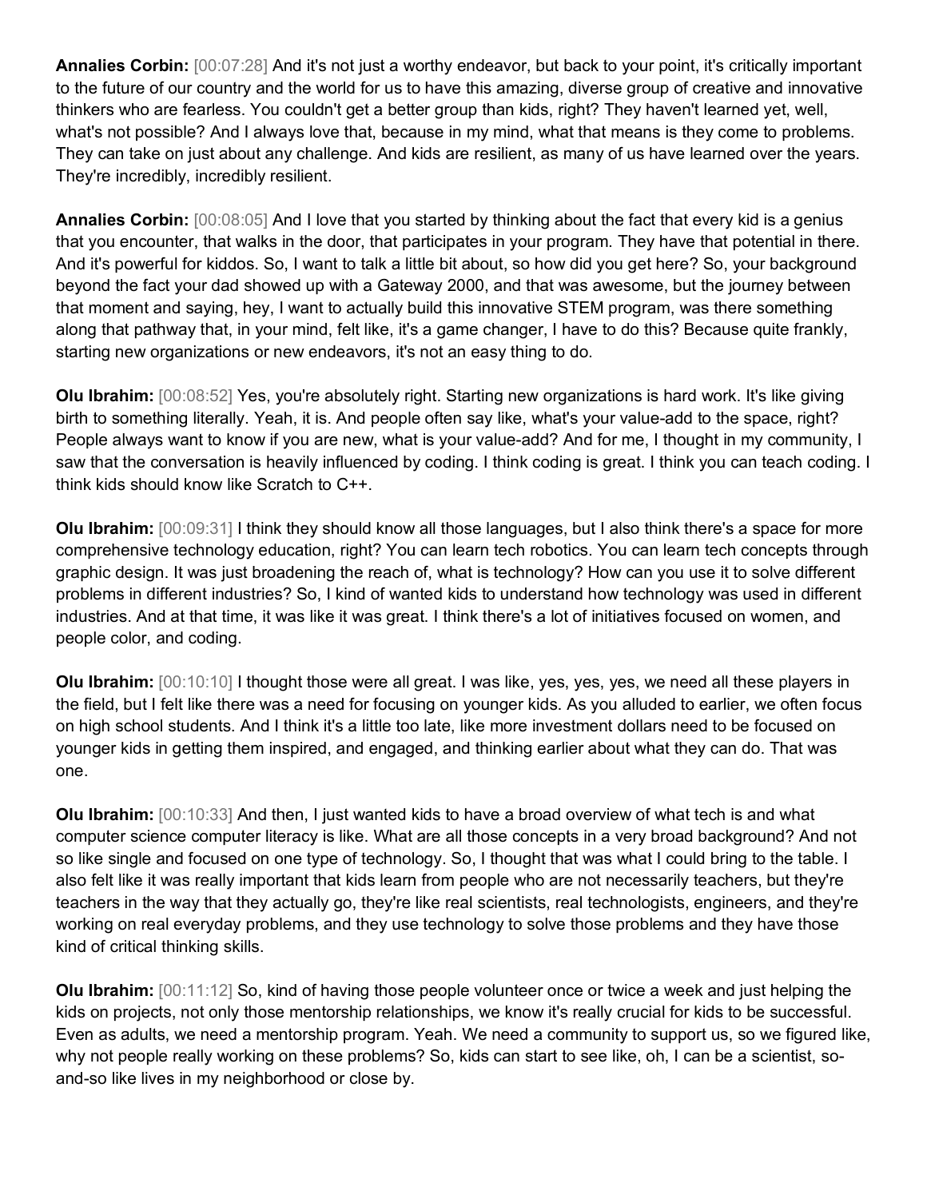**Annalies Corbin:** [00:07:28] And it's not just a worthy endeavor, but back to your point, it's critically important to the future of our country and the world for us to have this amazing, diverse group of creative and innovative thinkers who are fearless. You couldn't get a better group than kids, right? They haven't learned yet, well, what's not possible? And I always love that, because in my mind, what that means is they come to problems. They can take on just about any challenge. And kids are resilient, as many of us have learned over the years. They're incredibly, incredibly resilient.

**Annalies Corbin:** [00:08:05] And I love that you started by thinking about the fact that every kid is a genius that you encounter, that walks in the door, that participates in your program. They have that potential in there. And it's powerful for kiddos. So, I want to talk a little bit about, so how did you get here? So, your background beyond the fact your dad showed up with a Gateway 2000, and that was awesome, but the journey between that moment and saying, hey, I want to actually build this innovative STEM program, was there something along that pathway that, in your mind, felt like, it's a game changer, I have to do this? Because quite frankly, starting new organizations or new endeavors, it's not an easy thing to do.

**Olu Ibrahim:** [00:08:52] Yes, you're absolutely right. Starting new organizations is hard work. It's like giving birth to something literally. Yeah, it is. And people often say like, what's your value-add to the space, right? People always want to know if you are new, what is your value-add? And for me, I thought in my community, I saw that the conversation is heavily influenced by coding. I think coding is great. I think you can teach coding. I think kids should know like Scratch to C++.

**Olu Ibrahim:** [00:09:31] I think they should know all those languages, but I also think there's a space for more comprehensive technology education, right? You can learn tech robotics. You can learn tech concepts through graphic design. It was just broadening the reach of, what is technology? How can you use it to solve different problems in different industries? So, I kind of wanted kids to understand how technology was used in different industries. And at that time, it was like it was great. I think there's a lot of initiatives focused on women, and people color, and coding.

**Olu Ibrahim:** [00:10:10] I thought those were all great. I was like, yes, yes, yes, we need all these players in the field, but I felt like there was a need for focusing on younger kids. As you alluded to earlier, we often focus on high school students. And I think it's a little too late, like more investment dollars need to be focused on younger kids in getting them inspired, and engaged, and thinking earlier about what they can do. That was one.

**Olu Ibrahim:** [00:10:33] And then, I just wanted kids to have a broad overview of what tech is and what computer science computer literacy is like. What are all those concepts in a very broad background? And not so like single and focused on one type of technology. So, I thought that was what I could bring to the table. I also felt like it was really important that kids learn from people who are not necessarily teachers, but they're teachers in the way that they actually go, they're like real scientists, real technologists, engineers, and they're working on real everyday problems, and they use technology to solve those problems and they have those kind of critical thinking skills.

**Olu Ibrahim:** [00:11:12] So, kind of having those people volunteer once or twice a week and just helping the kids on projects, not only those mentorship relationships, we know it's really crucial for kids to be successful. Even as adults, we need a mentorship program. Yeah. We need a community to support us, so we figured like, why not people really working on these problems? So, kids can start to see like, oh, I can be a scientist, so-and-so like lives in my neighborhood or close by.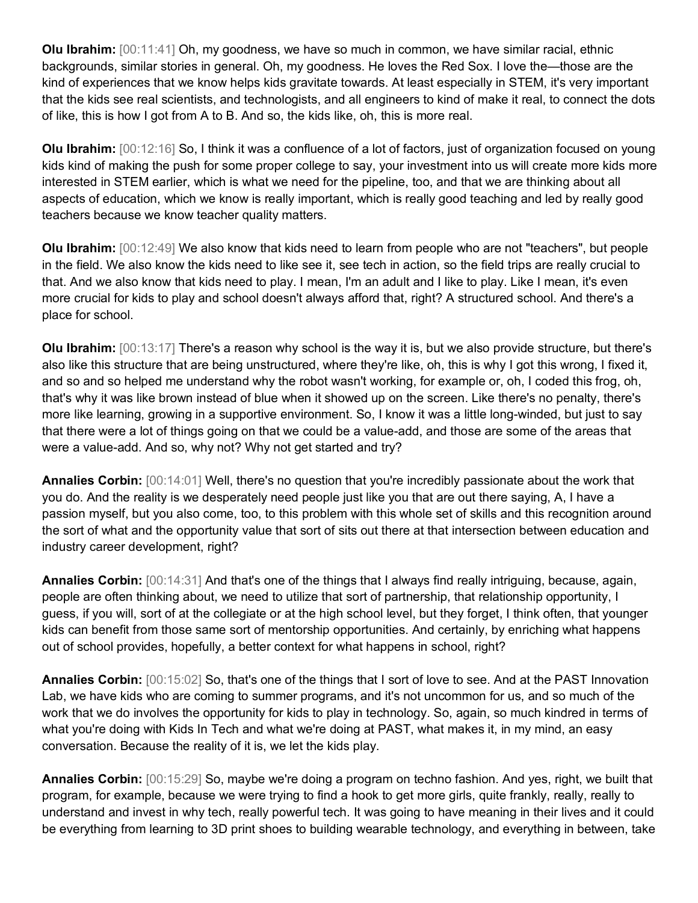**Olu Ibrahim:** [00:11:41] Oh, my goodness, we have so much in common, we have similar racial, ethnic backgrounds, similar stories in general. Oh, my goodness. He loves the Red Sox. I love the—those are the kind of experiences that we know helps kids gravitate towards. At least especially in STEM, it's very important that the kids see real scientists, and technologists, and all engineers to kind of make it real, to connect the dots of like, this is how I got from A to B. And so, the kids like, oh, this is more real.

**Olu Ibrahim:** [00:12:16] So, I think it was a confluence of a lot of factors, just of organization focused on young kids kind of making the push for some proper college to say, your investment into us will create more kids more interested in STEM earlier, which is what we need for the pipeline, too, and that we are thinking about all aspects of education, which we know is really important, which is really good teaching and led by really good teachers because we know teacher quality matters.

**Olu Ibrahim:** [00:12:49] We also know that kids need to learn from people who are not "teachers", but people in the field. We also know the kids need to like see it, see tech in action, so the field trips are really crucial to that. And we also know that kids need to play. I mean, I'm an adult and I like to play. Like I mean, it's even more crucial for kids to play and school doesn't always afford that, right? A structured school. And there's a place for school.

**Olu Ibrahim:** [00:13:17] There's a reason why school is the way it is, but we also provide structure, but there's also like this structure that are being unstructured, where they're like, oh, this is why I got this wrong, I fixed it, and so and so helped me understand why the robot wasn't working, for example or, oh, I coded this frog, oh, that's why it was like brown instead of blue when it showed up on the screen. Like there's no penalty, there's more like learning, growing in a supportive environment. So, I know it was a little long-winded, but just to say that there were a lot of things going on that we could be a value-add, and those are some of the areas that were a value-add. And so, why not? Why not get started and try?

**Annalies Corbin:** [00:14:01] Well, there's no question that you're incredibly passionate about the work that you do. And the reality is we desperately need people just like you that are out there saying, A, I have a passion myself, but you also come, too, to this problem with this whole set of skills and this recognition around the sort of what and the opportunity value that sort of sits out there at that intersection between education and industry career development, right?

**Annalies Corbin:** [00:14:31] And that's one of the things that I always find really intriguing, because, again, people are often thinking about, we need to utilize that sort of partnership, that relationship opportunity, I guess, if you will, sort of at the collegiate or at the high school level, but they forget, I think often, that younger kids can benefit from those same sort of mentorship opportunities. And certainly, by enriching what happens out of school provides, hopefully, a better context for what happens in school, right?

**Annalies Corbin:** [00:15:02] So, that's one of the things that I sort of love to see. And at the PAST Innovation Lab, we have kids who are coming to summer programs, and it's not uncommon for us, and so much of the work that we do involves the opportunity for kids to play in technology. So, again, so much kindred in terms of what you're doing with Kids In Tech and what we're doing at PAST, what makes it, in my mind, an easy conversation. Because the reality of it is, we let the kids play.

**Annalies Corbin:** [00:15:29] So, maybe we're doing a program on techno fashion. And yes, right, we built that program, for example, because we were trying to find a hook to get more girls, quite frankly, really, really to understand and invest in why tech, really powerful tech. It was going to have meaning in their lives and it could be everything from learning to 3D print shoes to building wearable technology, and everything in between, take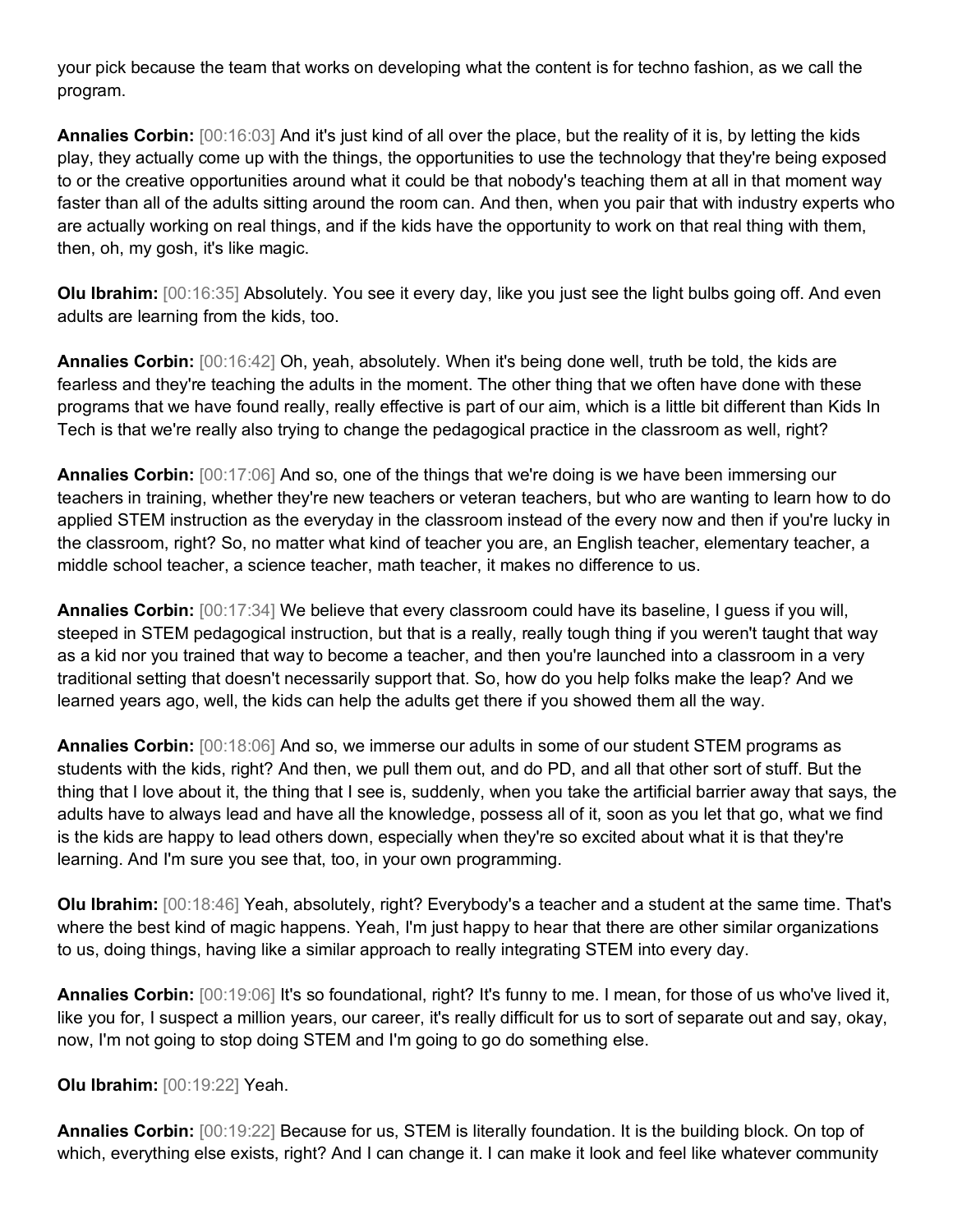your pick because the team that works on developing what the content is for techno fashion, as we call the program.

**Annalies Corbin:** [00:16:03] And it's just kind of all over the place, but the reality of it is, by letting the kids play, they actually come up with the things, the opportunities to use the technology that they're being exposed to or the creative opportunities around what it could be that nobody's teaching them at all in that moment way faster than all of the adults sitting around the room can. And then, when you pair that with industry experts who are actually working on real things, and if the kids have the opportunity to work on that real thing with them, then, oh, my gosh, it's like magic.

**Olu Ibrahim:** [00:16:35] Absolutely. You see it every day, like you just see the light bulbs going off. And even adults are learning from the kids, too.

**Annalies Corbin:** [00:16:42] Oh, yeah, absolutely. When it's being done well, truth be told, the kids are fearless and they're teaching the adults in the moment. The other thing that we often have done with these programs that we have found really, really effective is part of our aim, which is a little bit different than Kids In Tech is that we're really also trying to change the pedagogical practice in the classroom as well, right?

**Annalies Corbin:** [00:17:06] And so, one of the things that we're doing is we have been immersing our teachers in training, whether they're new teachers or veteran teachers, but who are wanting to learn how to do applied STEM instruction as the everyday in the classroom instead of the every now and then if you're lucky in the classroom, right? So, no matter what kind of teacher you are, an English teacher, elementary teacher, a middle school teacher, a science teacher, math teacher, it makes no difference to us.

**Annalies Corbin:** [00:17:34] We believe that every classroom could have its baseline, I guess if you will, steeped in STEM pedagogical instruction, but that is a really, really tough thing if you weren't taught that way as a kid nor you trained that way to become a teacher, and then you're launched into a classroom in a very traditional setting that doesn't necessarily support that. So, how do you help folks make the leap? And we learned years ago, well, the kids can help the adults get there if you showed them all the way.

**Annalies Corbin:** [00:18:06] And so, we immerse our adults in some of our student STEM programs as students with the kids, right? And then, we pull them out, and do PD, and all that other sort of stuff. But the thing that I love about it, the thing that I see is, suddenly, when you take the artificial barrier away that says, the adults have to always lead and have all the knowledge, possess all of it, soon as you let that go, what we find is the kids are happy to lead others down, especially when they're so excited about what it is that they're learning. And I'm sure you see that, too, in your own programming.

**Olu Ibrahim:** [00:18:46] Yeah, absolutely, right? Everybody's a teacher and a student at the same time. That's where the best kind of magic happens. Yeah, I'm just happy to hear that there are other similar organizations to us, doing things, having like a similar approach to really integrating STEM into every day.

**Annalies Corbin:** [00:19:06] It's so foundational, right? It's funny to me. I mean, for those of us who've lived it, like you for, I suspect a million years, our career, it's really difficult for us to sort of separate out and say, okay, now, I'm not going to stop doing STEM and I'm going to go do something else.

**Olu Ibrahim:** [00:19:22] Yeah.

**Annalies Corbin:** [00:19:22] Because for us, STEM is literally foundation. It is the building block. On top of which, everything else exists, right? And I can change it. I can make it look and feel like whatever community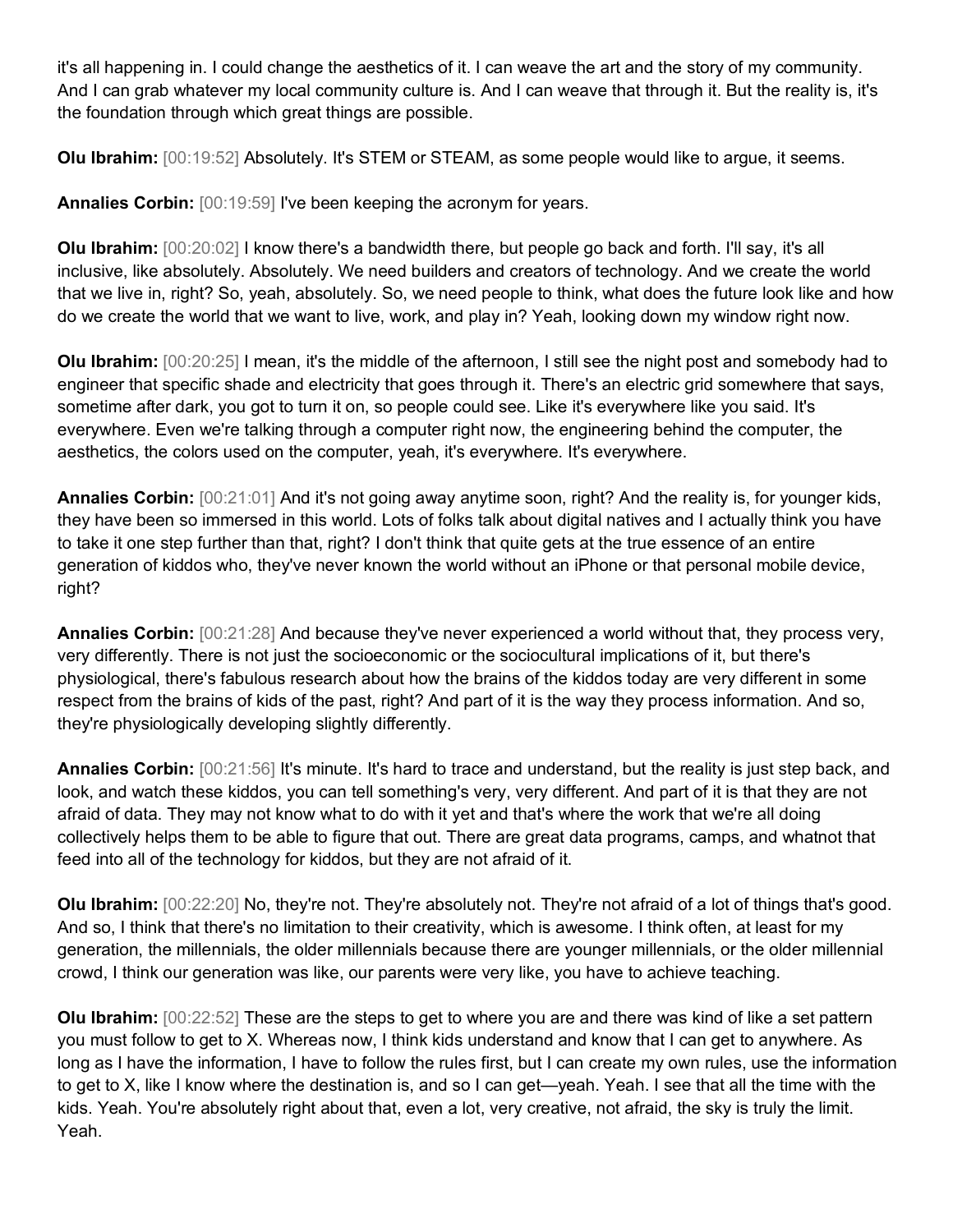it's all happening in. I could change the aesthetics of it. I can weave the art and the story of my community. And I can grab whatever my local community culture is. And I can weave that through it. But the reality is, it's the foundation through which great things are possible.

**Olu Ibrahim:** [00:19:52] Absolutely. It's STEM or STEAM, as some people would like to argue, it seems.

**Annalies Corbin:** [00:19:59] I've been keeping the acronym for years.

**Olu Ibrahim:** [00:20:02] I know there's a bandwidth there, but people go back and forth. I'll say, it's all inclusive, like absolutely. Absolutely. We need builders and creators of technology. And we create the world that we live in, right? So, yeah, absolutely. So, we need people to think, what does the future look like and how do we create the world that we want to live, work, and play in? Yeah, looking down my window right now.

**Olu Ibrahim:** [00:20:25] I mean, it's the middle of the afternoon, I still see the night post and somebody had to engineer that specific shade and electricity that goes through it. There's an electric grid somewhere that says, sometime after dark, you got to turn it on, so people could see. Like it's everywhere like you said. It's everywhere. Even we're talking through a computer right now, the engineering behind the computer, the aesthetics, the colors used on the computer, yeah, it's everywhere. It's everywhere.

**Annalies Corbin:** [00:21:01] And it's not going away anytime soon, right? And the reality is, for younger kids, they have been so immersed in this world. Lots of folks talk about digital natives and I actually think you have to take it one step further than that, right? I don't think that quite gets at the true essence of an entire generation of kiddos who, they've never known the world without an iPhone or that personal mobile device, right?

**Annalies Corbin:** [00:21:28] And because they've never experienced a world without that, they process very, very differently. There is not just the socioeconomic or the sociocultural implications of it, but there's physiological, there's fabulous research about how the brains of the kiddos today are very different in some respect from the brains of kids of the past, right? And part of it is the way they process information. And so, they're physiologically developing slightly differently.

**Annalies Corbin:** [00:21:56] It's minute. It's hard to trace and understand, but the reality is just step back, and look, and watch these kiddos, you can tell something's very, very different. And part of it is that they are not afraid of data. They may not know what to do with it yet and that's where the work that we're all doing collectively helps them to be able to figure that out. There are great data programs, camps, and whatnot that feed into all of the technology for kiddos, but they are not afraid of it.

**Olu Ibrahim:** [00:22:20] No, they're not. They're absolutely not. They're not afraid of a lot of things that's good. And so, I think that there's no limitation to their creativity, which is awesome. I think often, at least for my generation, the millennials, the older millennials because there are younger millennials, or the older millennial crowd, I think our generation was like, our parents were very like, you have to achieve teaching.

**Olu Ibrahim:** [00:22:52] These are the steps to get to where you are and there was kind of like a set pattern you must follow to get to X. Whereas now, I think kids understand and know that I can get to anywhere. As long as I have the information, I have to follow the rules first, but I can create my own rules, use the information to get to X, like I know where the destination is, and so I can get—yeah. Yeah. I see that all the time with the kids. Yeah. You're absolutely right about that, even a lot, very creative, not afraid, the sky is truly the limit. Yeah.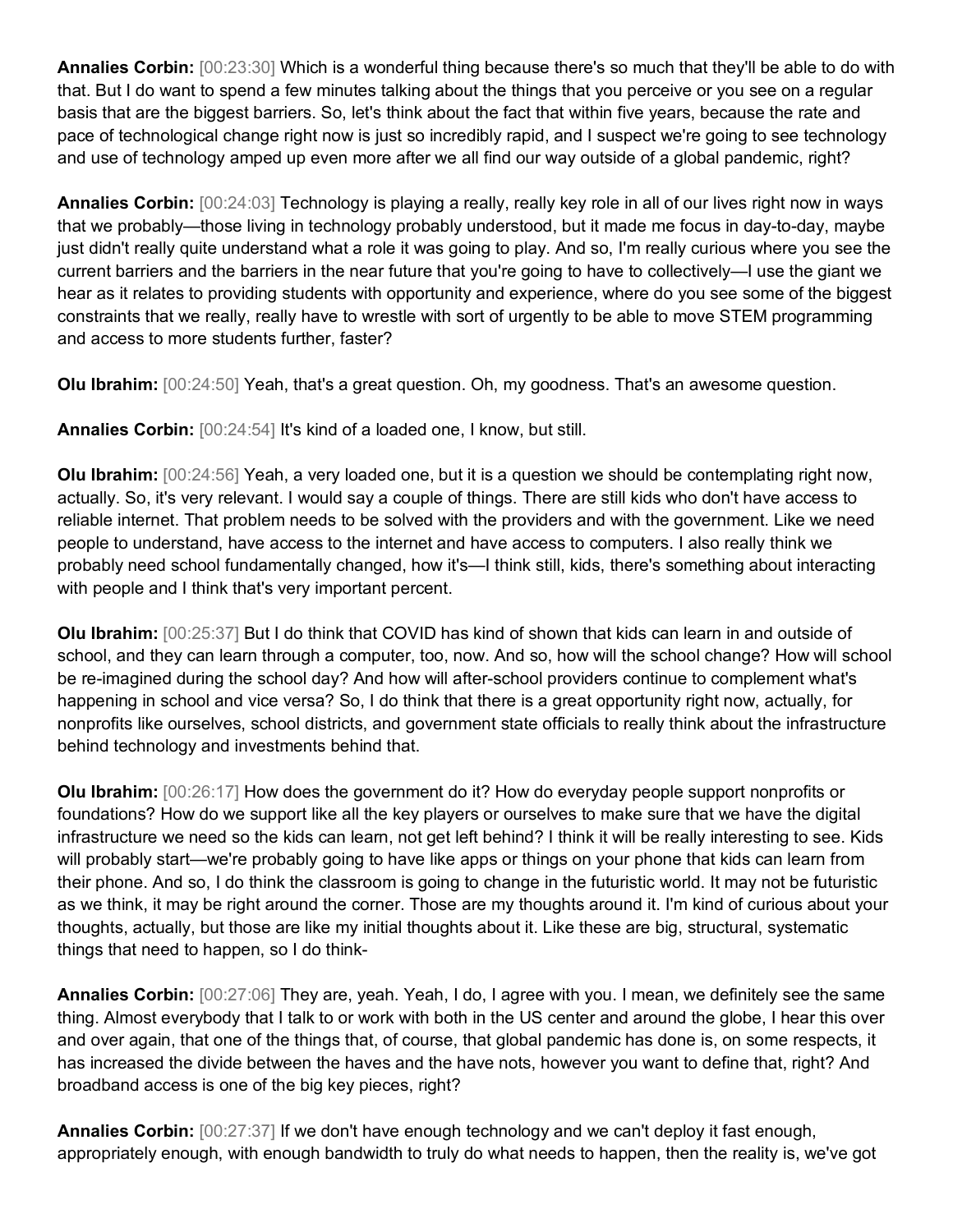**Annalies Corbin:** [00:23:30] Which is a wonderful thing because there's so much that they'll be able to do with that. But I do want to spend a few minutes talking about the things that you perceive or you see on a regular basis that are the biggest barriers. So, let's think about the fact that within five years, because the rate and pace of technological change right now is just so incredibly rapid, and I suspect we're going to see technology and use of technology amped up even more after we all find our way outside of a global pandemic, right?

**Annalies Corbin:** [00:24:03] Technology is playing a really, really key role in all of our lives right now in ways that we probably—those living in technology probably understood, but it made me focus in day-to-day, maybe just didn't really quite understand what a role it was going to play. And so, I'm really curious where you see the current barriers and the barriers in the near future that you're going to have to collectively—I use the giant we hear as it relates to providing students with opportunity and experience, where do you see some of the biggest constraints that we really, really have to wrestle with sort of urgently to be able to move STEM programming and access to more students further, faster?

**Olu Ibrahim:** [00:24:50] Yeah, that's a great question. Oh, my goodness. That's an awesome question.

**Annalies Corbin:** [00:24:54] It's kind of a loaded one, I know, but still.

**Olu Ibrahim:** [00:24:56] Yeah, a very loaded one, but it is a question we should be contemplating right now, actually. So, it's very relevant. I would say a couple of things. There are still kids who don't have access to reliable internet. That problem needs to be solved with the providers and with the government. Like we need people to understand, have access to the internet and have access to computers. I also really think we probably need school fundamentally changed, how it's—I think still, kids, there's something about interacting with people and I think that's very important percent.

**Olu Ibrahim:** [00:25:37] But I do think that COVID has kind of shown that kids can learn in and outside of school, and they can learn through a computer, too, now. And so, how will the school change? How will school be re-imagined during the school day? And how will after-school providers continue to complement what's happening in school and vice versa? So, I do think that there is a great opportunity right now, actually, for nonprofits like ourselves, school districts, and government state officials to really think about the infrastructure behind technology and investments behind that.

**Olu Ibrahim:** [00:26:17] How does the government do it? How do everyday people support nonprofits or foundations? How do we support like all the key players or ourselves to make sure that we have the digital infrastructure we need so the kids can learn, not get left behind? I think it will be really interesting to see. Kids will probably start—we're probably going to have like apps or things on your phone that kids can learn from their phone. And so, I do think the classroom is going to change in the futuristic world. It may not be futuristic as we think, it may be right around the corner. Those are my thoughts around it. I'm kind of curious about your thoughts, actually, but those are like my initial thoughts about it. Like these are big, structural, systematic things that need to happen, so I do think-

**Annalies Corbin:** [00:27:06] They are, yeah. Yeah, I do, I agree with you. I mean, we definitely see the same thing. Almost everybody that I talk to or work with both in the US center and around the globe, I hear this over and over again, that one of the things that, of course, that global pandemic has done is, on some respects, it has increased the divide between the haves and the have nots, however you want to define that, right? And broadband access is one of the big key pieces, right?

**Annalies Corbin:** [00:27:37] If we don't have enough technology and we can't deploy it fast enough, appropriately enough, with enough bandwidth to truly do what needs to happen, then the reality is, we've got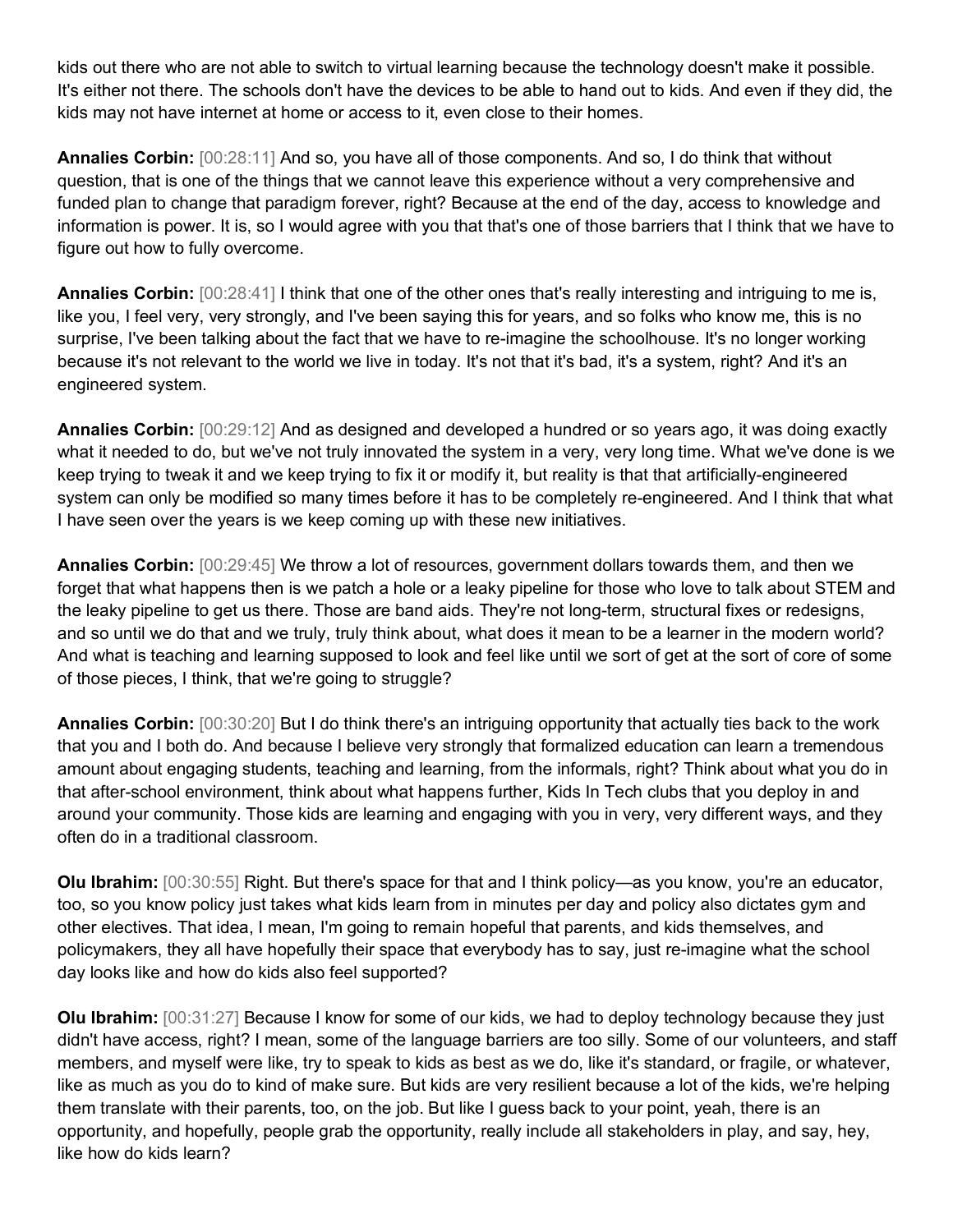kids out there who are not able to switch to virtual learning because the technology doesn't make it possible. It's either not there. The schools don't have the devices to be able to hand out to kids. And even if they did, the kids may not have internet at home or access to it, even close to their homes.

**Annalies Corbin:** [00:28:11] And so, you have all of those components. And so, I do think that without question, that is one of the things that we cannot leave this experience without a very comprehensive and funded plan to change that paradigm forever, right? Because at the end of the day, access to knowledge and information is power. It is, so I would agree with you that that's one of those barriers that I think that we have to figure out how to fully overcome.

**Annalies Corbin:** [00:28:41] I think that one of the other ones that's really interesting and intriguing to me is, like you, I feel very, very strongly, and I've been saying this for years, and so folks who know me, this is no surprise, I've been talking about the fact that we have to re-imagine the schoolhouse. It's no longer working because it's not relevant to the world we live in today. It's not that it's bad, it's a system, right? And it's an engineered system.

**Annalies Corbin:** [00:29:12] And as designed and developed a hundred or so years ago, it was doing exactly what it needed to do, but we've not truly innovated the system in a very, very long time. What we've done is we keep trying to tweak it and we keep trying to fix it or modify it, but reality is that that artificially-engineered system can only be modified so many times before it has to be completely re-engineered. And I think that what I have seen over the years is we keep coming up with these new initiatives.

**Annalies Corbin:** [00:29:45] We throw a lot of resources, government dollars towards them, and then we forget that what happens then is we patch a hole or a leaky pipeline for those who love to talk about STEM and the leaky pipeline to get us there. Those are band aids. They're not long-term, structural fixes or redesigns, and so until we do that and we truly, truly think about, what does it mean to be a learner in the modern world? And what is teaching and learning supposed to look and feel like until we sort of get at the sort of core of some of those pieces, I think, that we're going to struggle?

**Annalies Corbin:** [00:30:20] But I do think there's an intriguing opportunity that actually ties back to the work that you and I both do. And because I believe very strongly that formalized education can learn a tremendous amount about engaging students, teaching and learning, from the informals, right? Think about what you do in that after-school environment, think about what happens further, Kids In Tech clubs that you deploy in and around your community. Those kids are learning and engaging with you in very, very different ways, and they often do in a traditional classroom.

**Olu Ibrahim:** [00:30:55] Right. But there's space for that and I think policy—as you know, you're an educator, too, so you know policy just takes what kids learn from in minutes per day and policy also dictates gym and other electives. That idea, I mean, I'm going to remain hopeful that parents, and kids themselves, and policymakers, they all have hopefully their space that everybody has to say, just re-imagine what the school day looks like and how do kids also feel supported?

**Olu Ibrahim:** [00:31:27] Because I know for some of our kids, we had to deploy technology because they just didn't have access, right? I mean, some of the language barriers are too silly. Some of our volunteers, and staff members, and myself were like, try to speak to kids as best as we do, like it's standard, or fragile, or whatever, like as much as you do to kind of make sure. But kids are very resilient because a lot of the kids, we're helping them translate with their parents, too, on the job. But like I guess back to your point, yeah, there is an opportunity, and hopefully, people grab the opportunity, really include all stakeholders in play, and say, hey, like how do kids learn?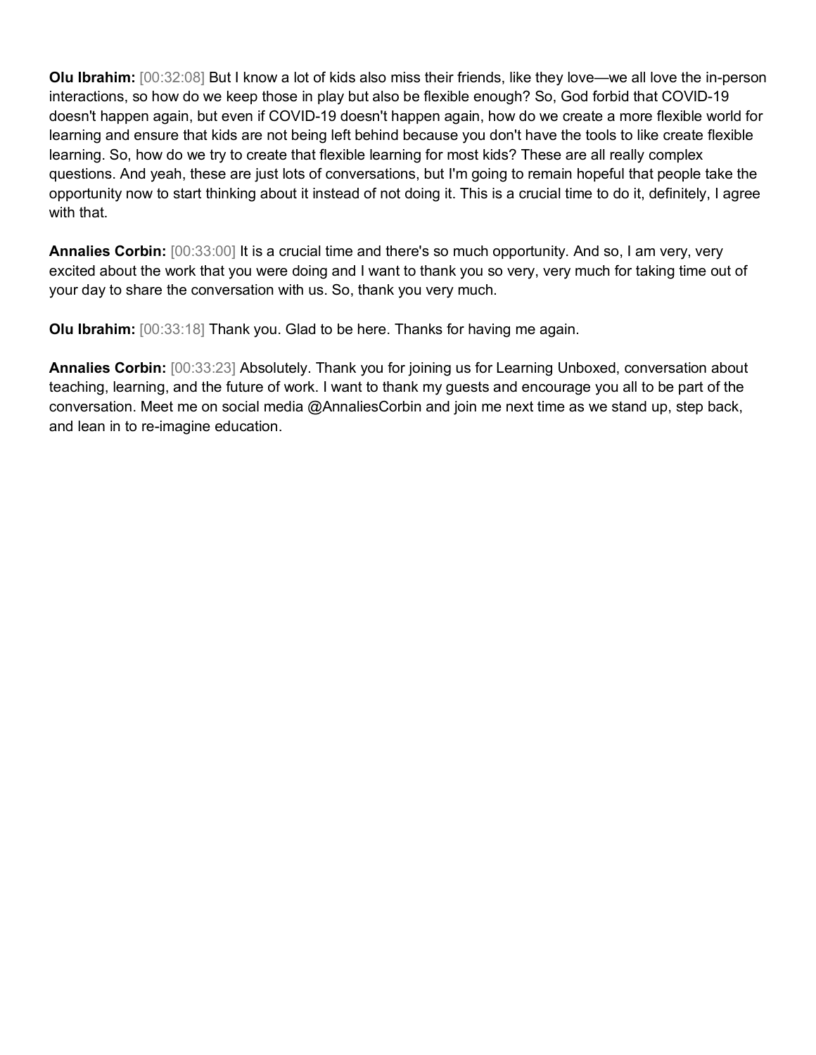**Olu Ibrahim:** [00:32:08] But I know a lot of kids also miss their friends, like they love—we all love the in-person interactions, so how do we keep those in play but also be flexible enough? So, God forbid that COVID-19 doesn't happen again, but even if COVID-19 doesn't happen again, how do we create a more flexible world for learning and ensure that kids are not being left behind because you don't have the tools to like create flexible learning. So, how do we try to create that flexible learning for most kids? These are all really complex questions. And yeah, these are just lots of conversations, but I'm going to remain hopeful that people take the opportunity now to start thinking about it instead of not doing it. This is a crucial time to do it, definitely, I agree with that.

**Annalies Corbin:** [00:33:00] It is a crucial time and there's so much opportunity. And so, I am very, very excited about the work that you were doing and I want to thank you so very, very much for taking time out of your day to share the conversation with us. So, thank you very much.

**Olu Ibrahim:** [00:33:18] Thank you. Glad to be here. Thanks for having me again.

**Annalies Corbin:** [00:33:23] Absolutely. Thank you for joining us for Learning Unboxed, conversation about teaching, learning, and the future of work. I want to thank my guests and encourage you all to be part of the conversation. Meet me on social media @AnnaliesCorbin and join me next time as we stand up, step back, and lean in to re-imagine education.